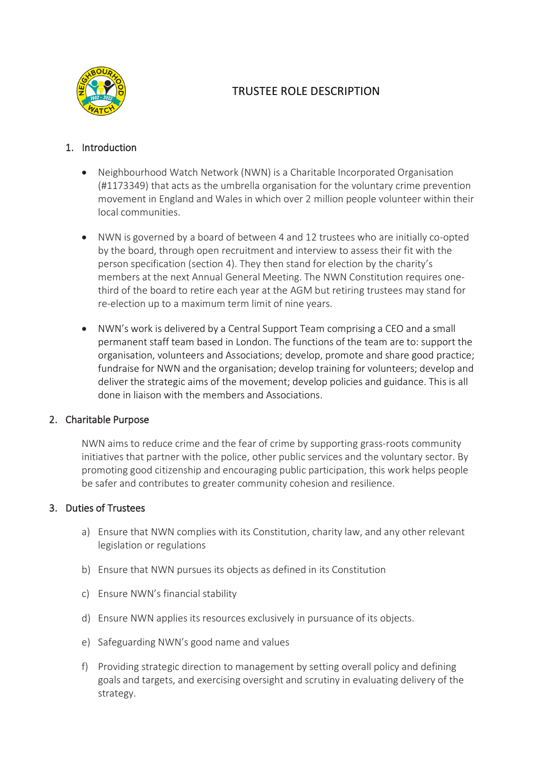# TRUSTEE ROLE DESCRIPTION

## 1. Introduction

- Neighbourhood Watch Network (NWN) is a Charitable Incorporated Organisation (#1173349) that acts as the umbrella organisation for the voluntary crime prevention movement in England and Wales in which over 2 million people volunteer within their local communities.
- NWN is governed by a board of between 4 and 12 trustees who are initially co-opted by the board, through open recruitment and interview to assess their fit with the person specification (section 4). They then stand for election by the charity's members at the next Annual General Meeting. The NWN Constitution requires one-third of the board to retire each year at the AGM but retiring trustees may stand for re-election up to a maximum term limit of nine years.
- NWN's work is delivered by a Central Support Team comprising a CEO and a small permanent staff team based in London. The functions of the team are to: support the organisation, volunteers and Associations; develop, promote and share good practice; fundraise for NWN and the organisation; develop training for volunteers; develop and deliver the strategic aims of the movement; develop policies and guidance. This is all done in liaison with the members and Associations.

## 2. Charitable Purpose

NWN aims to reduce crime and the fear of crime by supporting grass-roots community initiatives that partner with the police, other public services and the voluntary sector. By promoting good citizenship and encouraging public participation, this work helps people be safer and contributes to greater community cohesion and resilience.

## 3. Duties of Trustees

a) Ensure that NWN complies with its Constitution, charity law, and any other relevant legislation or regulations

b) Ensure that NWN pursues its objects as defined in its Constitution

c) Ensure NWN's financial stability

d) Ensure NWN applies its resources exclusively in pursuance of its objects.

e) Safeguarding NWN's good name and values

f) Providing strategic direction to management by setting overall policy and defining goals and targets, and exercising oversight and scrutiny in evaluating delivery of the strategy.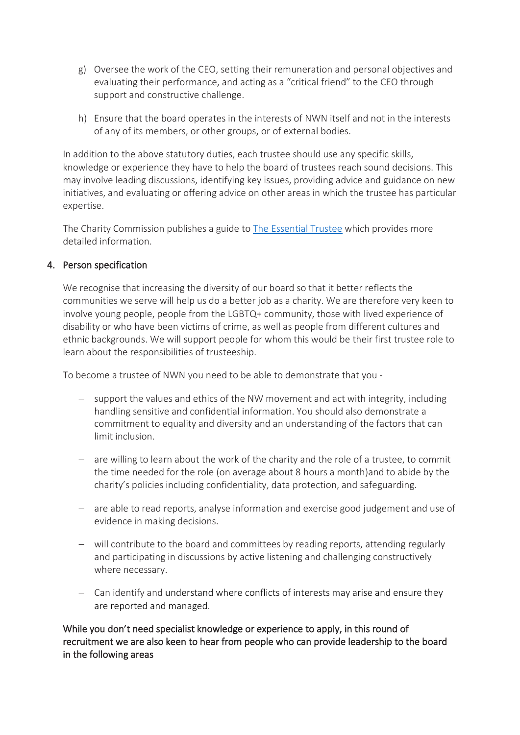g) Oversee the work of the CEO, setting their remuneration and personal objectives and evaluating their performance, and acting as a "critical friend" to the CEO through support and constructive challenge.

h) Ensure that the board operates in the interests of NWN itself and not in the interests of any of its members, or other groups, or of external bodies.

In addition to the above statutory duties, each trustee should use any specific skills, knowledge or experience they have to help the board of trustees reach sound decisions. This may involve leading discussions, identifying key issues, providing advice and guidance on new initiatives, and evaluating or offering advice on other areas in which the trustee has particular expertise.

The Charity Commission publishes a guide to [The Essential Trustee] which provides more detailed information.

## 4. Person specification

We recognise that increasing the diversity of our board so that it better reflects the communities we serve will help us do a better job as a charity. We are therefore very keen to involve young people, people from the LGBTQ+ community, those with lived experience of disability or who have been victims of crime, as well as people from different cultures and ethnic backgrounds. We will support people for whom this would be their first trustee role to learn about the responsibilities of trusteeship.

To become a trustee of NWN you need to be able to demonstrate that you -

- support the values and ethics of the NW movement and act with integrity, including handling sensitive and confidential information. You should also demonstrate a commitment to equality and diversity and an understanding of the factors that can limit inclusion.
- are willing to learn about the work of the charity and the role of a trustee, to commit the time needed for the role (on average about 8 hours a month)and to abide by the charity's policies including confidentiality, data protection, and safeguarding.
- are able to read reports, analyse information and exercise good judgement and use of evidence in making decisions.
- will contribute to the board and committees by reading reports, attending regularly and participating in discussions by active listening and challenging constructively where necessary.
- Can identify and understand where conflicts of interests may arise and ensure they are reported and managed.

While you don't need specialist knowledge or experience to apply, in this round of recruitment we are also keen to hear from people who can provide leadership to the board in the following areas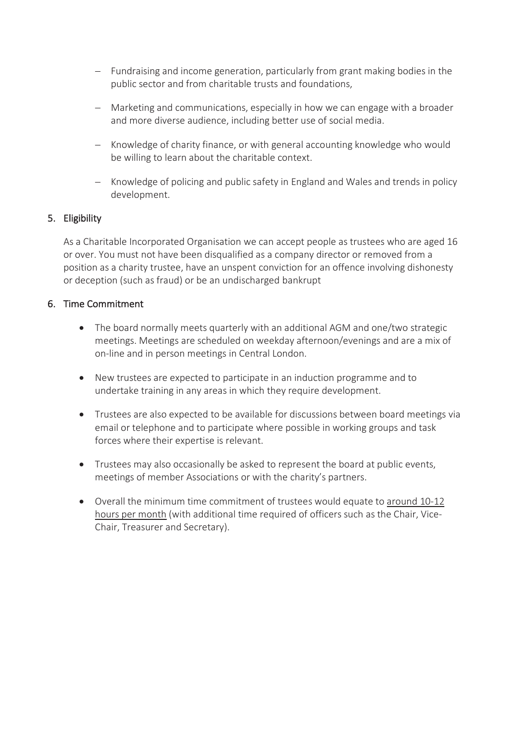- Fundraising and income generation, particularly from grant making bodies in the public sector and from charitable trusts and foundations,
- Marketing and communications, especially in how we can engage with a broader and more diverse audience, including better use of social media.
- Knowledge of charity finance, or with general accounting knowledge who would be willing to learn about the charitable context.
- Knowledge of policing and public safety in England and Wales and trends in policy development.

## 5. Eligibility

As a Charitable Incorporated Organisation we can accept people as trustees who are aged 16 or over. You must not have been disqualified as a company director or removed from a position as a charity trustee, have an unspent conviction for an offence involving dishonesty or deception (such as fraud) or be an undischarged bankrupt

## 6. Time Commitment

- The board normally meets quarterly with an additional AGM and one/two strategic meetings. Meetings are scheduled on weekday afternoon/evenings and are a mix of on-line and in person meetings in Central London.
- New trustees are expected to participate in an induction programme and to undertake training in any areas in which they require development.
- Trustees are also expected to be available for discussions between board meetings via email or telephone and to participate where possible in working groups and task forces where their expertise is relevant.
- Trustees may also occasionally be asked to represent the board at public events, meetings of member Associations or with the charity's partners.
- Overall the minimum time commitment of trustees would equate to around 10-12 hours per month (with additional time required of officers such as the Chair, Vice-Chair, Treasurer and Secretary).